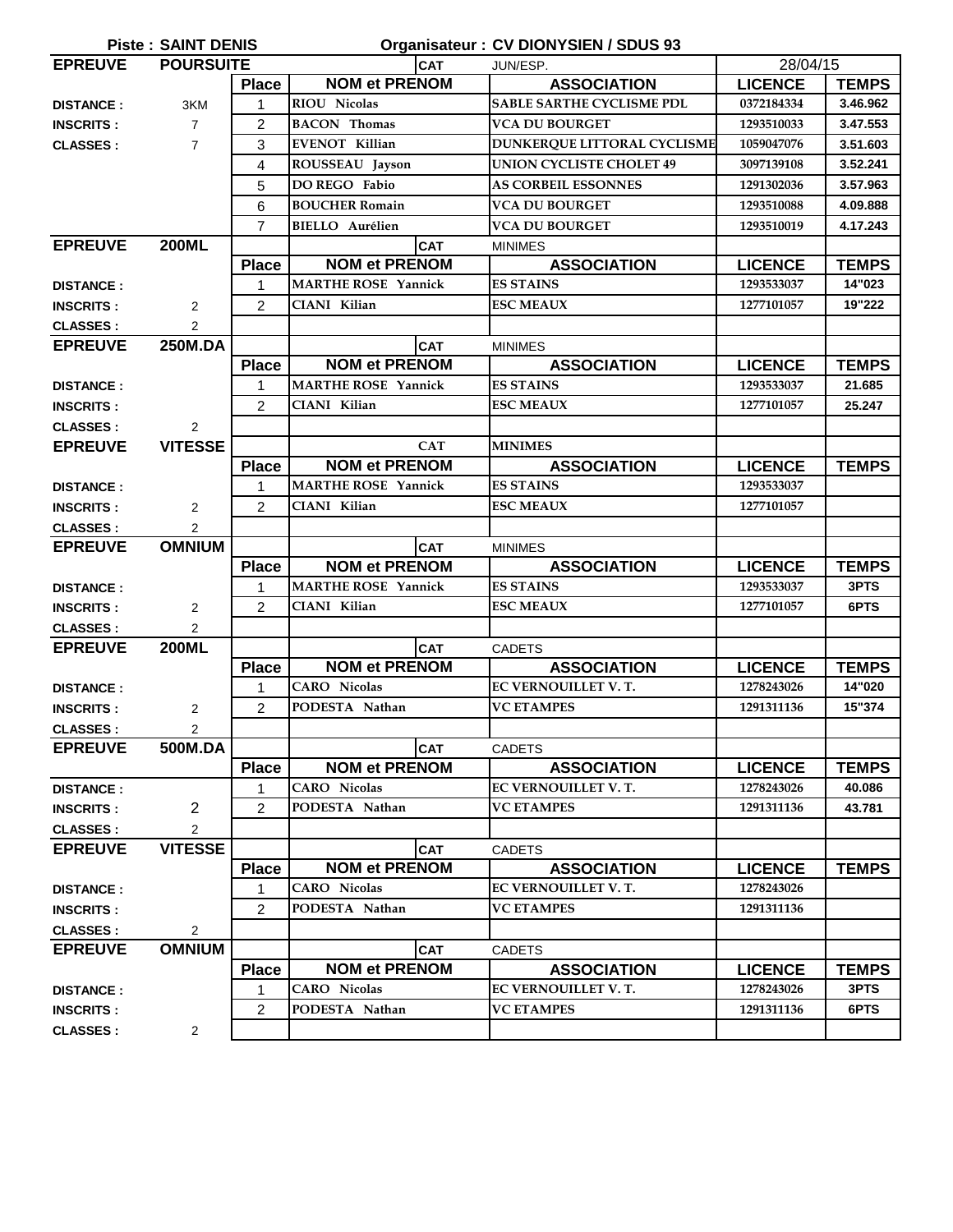**Piste : SAINT DENIS** **Organisateur : CV DIONYSIEN / SDUS 93**

| EPREUVE | POURSUITE | | | CAT JUN/ESP. | 28/04/15 | |
|---|---|---|---|---|---|---|
| | | Place | NOM et PRENOM | ASSOCIATION | LICENCE | TEMPS |
| DISTANCE : | 3KM | 1 | RIOU Nicolas | SABLE SARTHE CYCLISME PDL | 0372184334 | 3.46.962 |
| INSCRITS : | 7 | 2 | BACON Thomas | VCA DU BOURGET | 1293510033 | 3.47.553 |
| CLASSES : | 7 | 3 | EVENOT Killian | DUNKERQUE LITTORAL CYCLISME | 1059047076 | 3.51.603 |
| | | 4 | ROUSSEAU Jayson | UNION CYCLISTE CHOLET 49 | 3097139108 | 3.52.241 |
| | | 5 | DO REGO Fabio | AS CORBEIL ESSONNES | 1291302036 | 3.57.963 |
| | | 6 | BOUCHER Romain | VCA DU BOURGET | 1293510088 | 4.09.888 |
| | | 7 | BIELLO Aurélien | VCA DU BOURGET | 1293510019 | 4.17.243 |
| EPREUVE | 200ML | | | CAT MINIMES | | |
| | | Place | NOM et PRENOM | ASSOCIATION | LICENCE | TEMPS |
| DISTANCE : | | 1 | MARTHE ROSE Yannick | ES STAINS | 1293533037 | 14"023 |
| INSCRITS : | 2 | 2 | CIANI Kilian | ESC MEAUX | 1277101057 | 19"222 |
| CLASSES : | 2 | | | | | |
| EPREUVE | 250M.DA | | | CAT MINIMES | | |
| | | Place | NOM et PRENOM | ASSOCIATION | LICENCE | TEMPS |
| DISTANCE : | | 1 | MARTHE ROSE Yannick | ES STAINS | 1293533037 | 21.685 |
| INSCRITS : | | 2 | CIANI Kilian | ESC MEAUX | 1277101057 | 25.247 |
| CLASSES : | 2 | | | | | |
| EPREUVE | VITESSE | | | CAT MINIMES | | |
| | | Place | NOM et PRENOM | ASSOCIATION | LICENCE | TEMPS |
| DISTANCE : | | 1 | MARTHE ROSE Yannick | ES STAINS | 1293533037 | |
| INSCRITS : | 2 | 2 | CIANI Kilian | ESC MEAUX | 1277101057 | |
| CLASSES : | 2 | | | | | |
| EPREUVE | OMNIUM | | | CAT MINIMES | | |
| | | Place | NOM et PRENOM | ASSOCIATION | LICENCE | TEMPS |
| DISTANCE : | | 1 | MARTHE ROSE Yannick | ES STAINS | 1293533037 | 3PTS |
| INSCRITS : | 2 | 2 | CIANI Kilian | ESC MEAUX | 1277101057 | 6PTS |
| CLASSES : | 2 | | | | | |
| EPREUVE | 200ML | | | CAT CADETS | | |
| | | Place | NOM et PRENOM | ASSOCIATION | LICENCE | TEMPS |
| DISTANCE : | | 1 | CARO Nicolas | EC VERNOUILLET V. T. | 1278243026 | 14"020 |
| INSCRITS : | 2 | 2 | PODESTA Nathan | VC ETAMPES | 1291311136 | 15"374 |
| CLASSES : | 2 | | | | | |
| EPREUVE | 500M.DA | | | CAT CADETS | | |
| | | Place | NOM et PRENOM | ASSOCIATION | LICENCE | TEMPS |
| DISTANCE : | | 1 | CARO Nicolas | EC VERNOUILLET V. T. | 1278243026 | 40.086 |
| INSCRITS : | 2 | 2 | PODESTA Nathan | VC ETAMPES | 1291311136 | 43.781 |
| CLASSES : | 2 | | | | | |
| EPREUVE | VITESSE | | | CAT CADETS | | |
| | | Place | NOM et PRENOM | ASSOCIATION | LICENCE | TEMPS |
| DISTANCE : | | 1 | CARO Nicolas | EC VERNOUILLET V. T. | 1278243026 | |
| INSCRITS : | | 2 | PODESTA Nathan | VC ETAMPES | 1291311136 | |
| CLASSES : | 2 | | | | | |
| EPREUVE | OMNIUM | | | CAT CADETS | | |
| | | Place | NOM et PRENOM | ASSOCIATION | LICENCE | TEMPS |
| DISTANCE : | | 1 | CARO Nicolas | EC VERNOUILLET V. T. | 1278243026 | 3PTS |
| INSCRITS : | | 2 | PODESTA Nathan | VC ETAMPES | 1291311136 | 6PTS |
| CLASSES : | 2 | | | | | |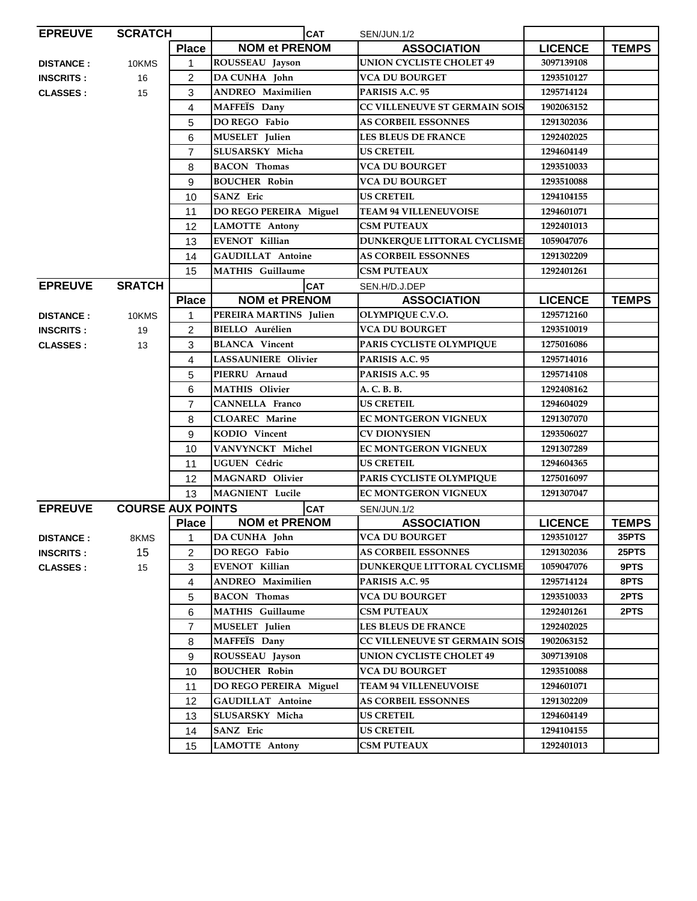| EPREUVE | SCRATCH | | | CAT | SEN/JUN.1/2 | | |
|---|---|---|---|---|---|---|---|
| | | Place | NOM et PRENOM | | ASSOCIATION | LICENCE | TEMPS |
| DISTANCE : | 10KMS | 1 | ROUSSEAU Jayson | | UNION CYCLISTE CHOLET 49 | 3097139108 | |
| INSCRITS : | 16 | 2 | DA CUNHA John | | VCA DU BOURGET | 1293510127 | |
| CLASSES : | 15 | 3 | ANDREO Maximilien | | PARISIS A.C. 95 | 1295714124 | |
| | | 4 | MAFFEÏS Dany | | CC VILLENEUVE ST GERMAIN SOIS | 1902063152 | |
| | | 5 | DO REGO Fabio | | AS CORBEIL ESSONNES | 1291302036 | |
| | | 6 | MUSELET Julien | | LES BLEUS DE FRANCE | 1292402025 | |
| | | 7 | SLUSARSKY Micha | | US CRETEIL | 1294604149 | |
| | | 8 | BACON Thomas | | VCA DU BOURGET | 1293510033 | |
| | | 9 | BOUCHER Robin | | VCA DU BOURGET | 1293510088 | |
| | | 10 | SANZ Eric | | US CRETEIL | 1294104155 | |
| | | 11 | DO REGO PEREIRA Miguel | | TEAM 94 VILLENEUVOISE | 1294601071 | |
| | | 12 | LAMOTTE Antony | | CSM PUTEAUX | 1292401013 | |
| | | 13 | EVENOT Killian | | DUNKERQUE LITTORAL CYCLISME | 1059047076 | |
| | | 14 | GAUDILLAT Antoine | | AS CORBEIL ESSONNES | 1291302209 | |
| | | 15 | MATHIS Guillaume | | CSM PUTEAUX | 1292401261 | |

| EPREUVE | SRATCH | | | CAT | SEN.H/D.J.DEP | | |
|---|---|---|---|---|---|---|---|
| | | Place | NOM et PRENOM | | ASSOCIATION | LICENCE | TEMPS |
| DISTANCE : | 10KMS | 1 | PEREIRA MARTINS Julien | | OLYMPIQUE C.V.O. | 1295712160 | |
| INSCRITS : | 19 | 2 | BIELLO Aurélien | | VCA DU BOURGET | 1293510019 | |
| CLASSES : | 13 | 3 | BLANCA Vincent | | PARIS CYCLISTE OLYMPIQUE | 1275016086 | |
| | | 4 | LASSAUNIERE Olivier | | PARISIS A.C. 95 | 1295714016 | |
| | | 5 | PIERRU Arnaud | | PARISIS A.C. 95 | 1295714108 | |
| | | 6 | MATHIS Olivier | | A. C. B. B. | 1292408162 | |
| | | 7 | CANNELLA Franco | | US CRETEIL | 1294604029 | |
| | | 8 | CLOAREC Marine | | EC MONTGERON VIGNEUX | 1291307070 | |
| | | 9 | KODIO Vincent | | CV DIONYSIEN | 1293506027 | |
| | | 10 | VANVYNCKT Michel | | EC MONTGERON VIGNEUX | 1291307289 | |
| | | 11 | UGUEN Cédric | | US CRETEIL | 1294604365 | |
| | | 12 | MAGNARD Olivier | | PARIS CYCLISTE OLYMPIQUE | 1275016097 | |
| | | 13 | MAGNIENT Lucile | | EC MONTGERON VIGNEUX | 1291307047 | |

| EPREUVE | COURSE AUX POINTS | | | CAT | SEN/JUN.1/2 | | |
|---|---|---|---|---|---|---|---|
| | | Place | NOM et PRENOM | | ASSOCIATION | LICENCE | TEMPS |
| DISTANCE : | 8KMS | 1 | DA CUNHA John | | VCA DU BOURGET | 1293510127 | 35PTS |
| INSCRITS : | 15 | 2 | DO REGO Fabio | | AS CORBEIL ESSONNES | 1291302036 | 25PTS |
| CLASSES : | 15 | 3 | EVENOT Killian | | DUNKERQUE LITTORAL CYCLISME | 1059047076 | 9PTS |
| | | 4 | ANDREO Maximilien | | PARISIS A.C. 95 | 1295714124 | 8PTS |
| | | 5 | BACON Thomas | | VCA DU BOURGET | 1293510033 | 2PTS |
| | | 6 | MATHIS Guillaume | | CSM PUTEAUX | 1292401261 | 2PTS |
| | | 7 | MUSELET Julien | | LES BLEUS DE FRANCE | 1292402025 | |
| | | 8 | MAFFEÏS Dany | | CC VILLENEUVE ST GERMAIN SOIS | 1902063152 | |
| | | 9 | ROUSSEAU Jayson | | UNION CYCLISTE CHOLET 49 | 3097139108 | |
| | | 10 | BOUCHER Robin | | VCA DU BOURGET | 1293510088 | |
| | | 11 | DO REGO PEREIRA Miguel | | TEAM 94 VILLENEUVOISE | 1294601071 | |
| | | 12 | GAUDILLAT Antoine | | AS CORBEIL ESSONNES | 1291302209 | |
| | | 13 | SLUSARSKY Micha | | US CRETEIL | 1294604149 | |
| | | 14 | SANZ Eric | | US CRETEIL | 1294104155 | |
| | | 15 | LAMOTTE Antony | | CSM PUTEAUX | 1292401013 | |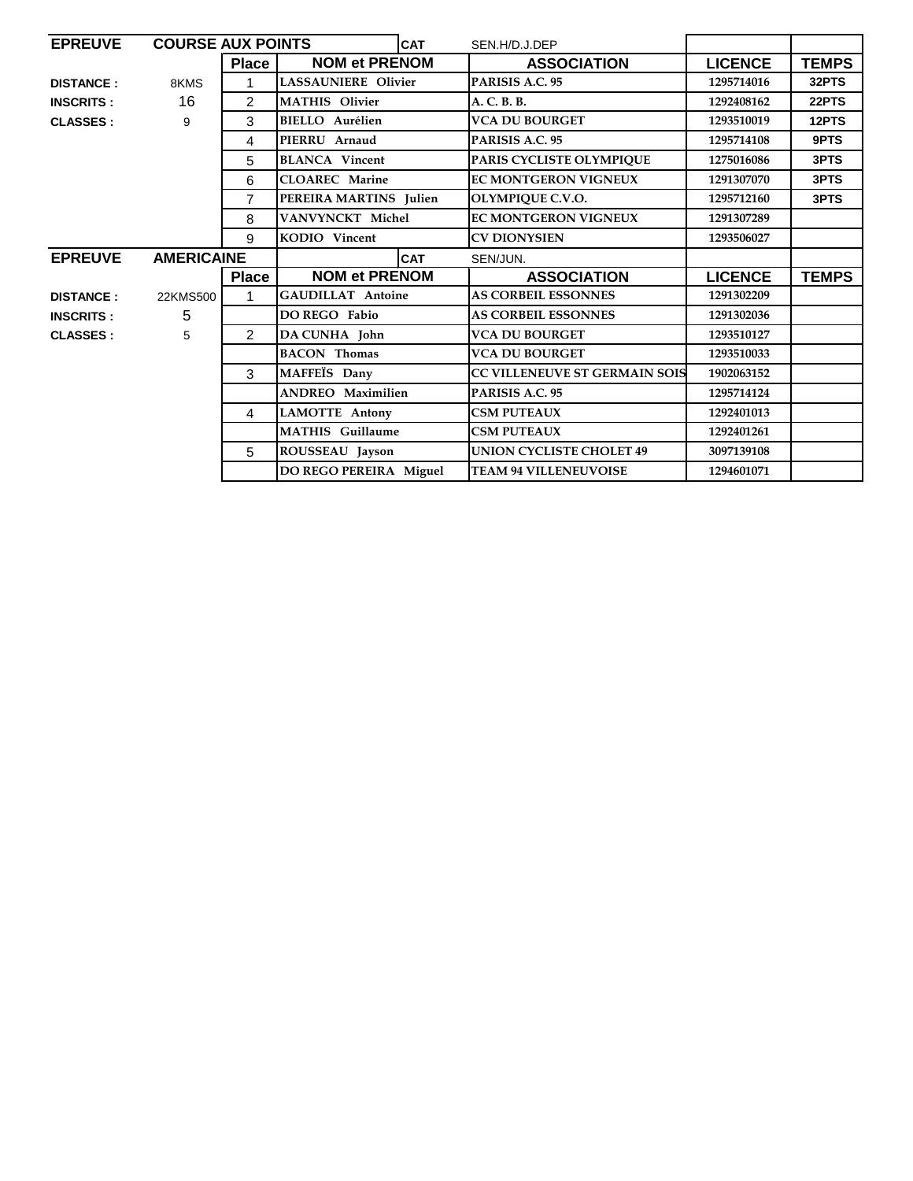| EPREUVE | COURSE AUX POINTS | | CAT | SEN.H/D.J.DEP | | |
|---|---|---|---|---|---|---|
| | | Place | NOM et PRENOM | ASSOCIATION | LICENCE | TEMPS |
| DISTANCE : | 8KMS | 1 | LASSAUNIERE Olivier | PARISIS A.C. 95 | 1295714016 | 32PTS |
| INSCRITS : | 16 | 2 | MATHIS Olivier | A. C. B. B. | 1292408162 | 22PTS |
| CLASSES : | 9 | 3 | BIELLO Aurélien | VCA DU BOURGET | 1293510019 | 12PTS |
| | | 4 | PIERRU Arnaud | PARISIS A.C. 95 | 1295714108 | 9PTS |
| | | 5 | BLANCA Vincent | PARIS CYCLISTE OLYMPIQUE | 1275016086 | 3PTS |
| | | 6 | CLOAREC Marine | EC MONTGERON VIGNEUX | 1291307070 | 3PTS |
| | | 7 | PEREIRA MARTINS Julien | OLYMPIQUE C.V.O. | 1295712160 | 3PTS |
| | | 8 | VANVYNCKT Michel | EC MONTGERON VIGNEUX | 1291307289 | |
| | | 9 | KODIO Vincent | CV DIONYSIEN | 1293506027 | |

| EPREUVE | AMERICAINE | | CAT | SEN/JUN. | | |
|---|---|---|---|---|---|---|
| | | Place | NOM et PRENOM | ASSOCIATION | LICENCE | TEMPS |
| DISTANCE : | 22KMS500 | 1 | GAUDILLAT Antoine | AS CORBEIL ESSONNES | 1291302209 | |
| INSCRITS : | 5 | | DO REGO Fabio | AS CORBEIL ESSONNES | 1291302036 | |
| CLASSES : | 5 | 2 | DA CUNHA John | VCA DU BOURGET | 1293510127 | |
| | | | BACON Thomas | VCA DU BOURGET | 1293510033 | |
| | | 3 | MAFFEÏS Dany | CC VILLENEUVE ST GERMAIN SOIS | 1902063152 | |
| | | | ANDREO Maximilien | PARISIS A.C. 95 | 1295714124 | |
| | | 4 | LAMOTTE Antony | CSM PUTEAUX | 1292401013 | |
| | | | MATHIS Guillaume | CSM PUTEAUX | 1292401261 | |
| | | 5 | ROUSSEAU Jayson | UNION CYCLISTE CHOLET 49 | 3097139108 | |
| | | | DO REGO PEREIRA Miguel | TEAM 94 VILLENEUVOISE | 1294601071 | |